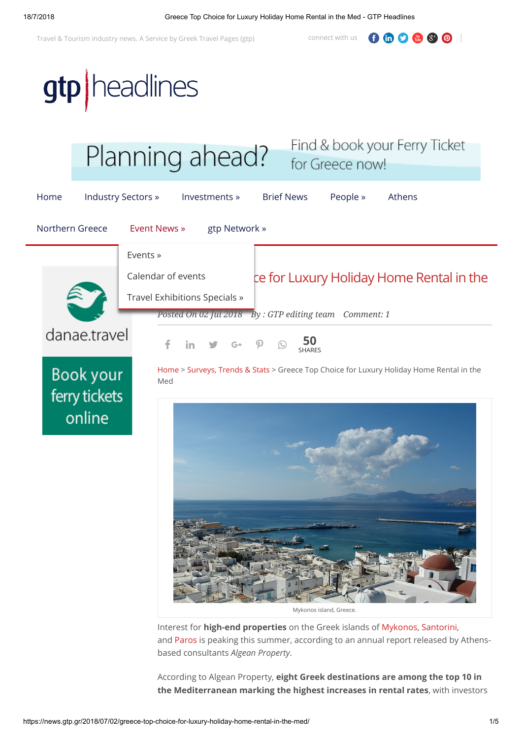Travel & Tourism industry news. A Service by Greek Travel Pages (gtp)

# Greece Top Choice for Luxury Holiday Home Rental in the Med

*Posted On 02 Jul 2018 By : GTP editing team Comment: 1*

Home > Surveys, Trends & Stats > Greece Top Choice for Luxury Holiday Home Rental in the Med

Mykonos island, Greece.

Interest for **high-end properties** on the Greek islands of Mykonos, Santorini, and Paros is peaking this summer, according to an annual report released by Athens-based consultants *Algean Property*.

According to Algean Property, **eight Greek destinations are among the top 10 in the Mediterranean marking the highest increases in rental rates**, with investors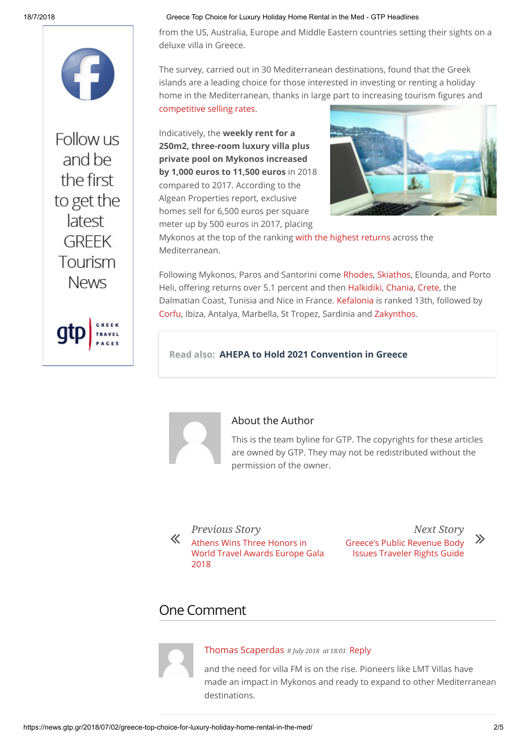from the US, Australia, Europe and Middle Eastern countries setting their sights on a deluxe villa in Greece.

The survey, carried out in 30 Mediterranean destinations, found that the Greek islands are a leading choice for those interested in investing or renting a holiday home in the Mediterranean, thanks in large part to increasing tourism figures and competitive selling rates.

Indicatively, the **weekly rent for a 250m2, three-room luxury villa plus private pool on Mykonos increased by 1,000 euros to 11,500 euros** in 2018 compared to 2017. According to the Algean Properties report, exclusive homes sell for 6,500 euros per square meter up by 500 euros in 2017, placing Mykonos at the top of the ranking with the highest returns across the Mediterranean.

Following Mykonos, Paros and Santorini come Rhodes, Skiathos, Elounda, and Porto Heli, offering returns over 5.1 percent and then Halkidiki, Chania, Crete, the Dalmatian Coast, Tunisia and Nice in France. Kefalonia is ranked 13th, followed by Corfu, Ibiza, Antalya, Marbella, St Tropez, Sardinia and Zakynthos.

Read also: **AHEPA to Hold 2021 Convention in Greece**

Follow us and be the first to get the latest GREEK Tourism News

gtp GREEK TRAVEL PAGES

## About the Author

This is the team byline for GTP. The copyrights for these articles are owned by GTP. They may not be redistributed without the permission of the owner.

*Previous Story*
Athens Wins Three Honors in World Travel Awards Europe Gala 2018

*Next Story*
Greece's Public Revenue Body Issues Traveler Rights Guide

## One Comment

Thomas Scaperdas *8 July 2018 at 18:01* Reply

and the need for villa FM is on the rise. Pioneers like LMT Villas have made an impact in Mykonos and ready to expand to other Mediterranean destinations.